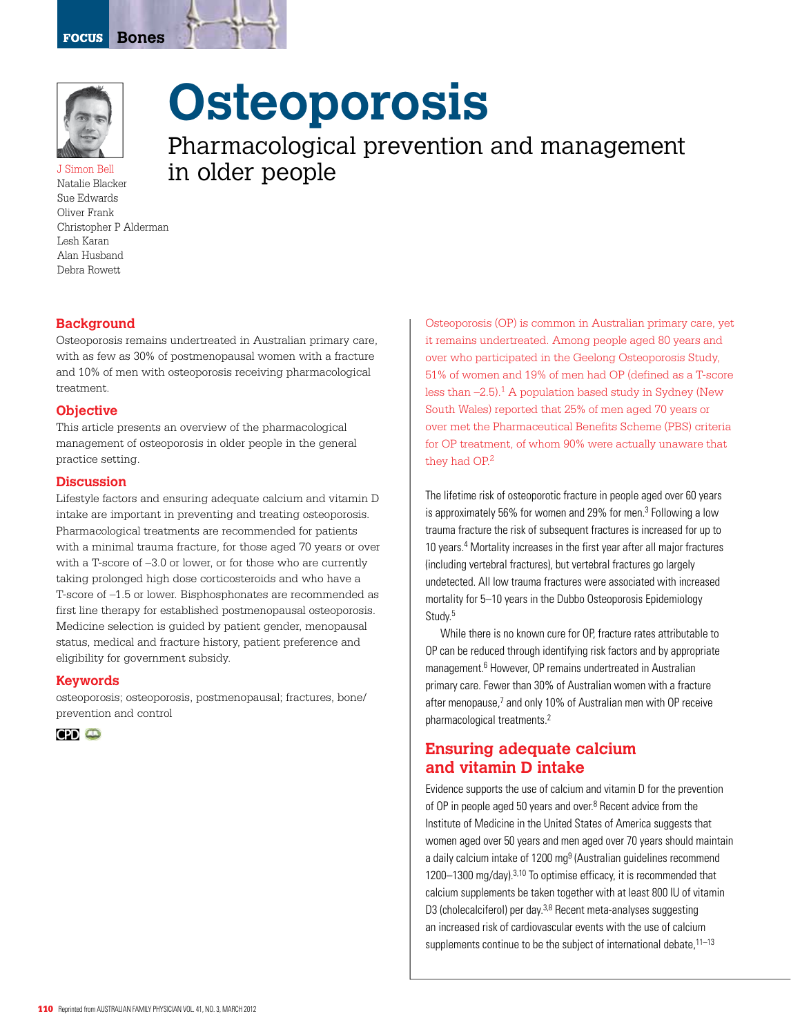FOCUS Bones

# Osteoporosis

## Pharmacological prevention and management in older people

J Simon Bell
Natalie Blacker
Sue Edwards
Oliver Frank
Christopher P Alderman
Lesh Karan
Alan Husband
Debra Rowett

### Background

Osteoporosis remains undertreated in Australian primary care, with as few as 30% of postmenopausal women with a fracture and 10% of men with osteoporosis receiving pharmacological treatment.

### Objective

This article presents an overview of the pharmacological management of osteoporosis in older people in the general practice setting.

### Discussion

Lifestyle factors and ensuring adequate calcium and vitamin D intake are important in preventing and treating osteoporosis. Pharmacological treatments are recommended for patients with a minimal trauma fracture, for those aged 70 years or over with a T-score of –3.0 or lower, or for those who are currently taking prolonged high dose corticosteroids and who have a T-score of –1.5 or lower. Bisphosphonates are recommended as first line therapy for established postmenopausal osteoporosis. Medicine selection is guided by patient gender, menopausal status, medical and fracture history, patient preference and eligibility for government subsidy.

### Keywords

osteoporosis; osteoporosis, postmenopausal; fractures, bone/prevention and control

CPD

Osteoporosis (OP) is common in Australian primary care, yet it remains undertreated. Among people aged 80 years and over who participated in the Geelong Osteoporosis Study, 51% of women and 19% of men had OP (defined as a T-score less than –2.5).[1] A population based study in Sydney (New South Wales) reported that 25% of men aged 70 years or over met the Pharmaceutical Benefits Scheme (PBS) criteria for OP treatment, of whom 90% were actually unaware that they had OP.[2]

The lifetime risk of osteoporotic fracture in people aged over 60 years is approximately 56% for women and 29% for men.[3] Following a low trauma fracture the risk of subsequent fractures is increased for up to 10 years.[4] Mortality increases in the first year after all major fractures (including vertebral fractures), but vertebral fractures go largely undetected. All low trauma fractures were associated with increased mortality for 5–10 years in the Dubbo Osteoporosis Epidemiology Study.[5]

While there is no known cure for OP, fracture rates attributable to OP can be reduced through identifying risk factors and by appropriate management.[6] However, OP remains undertreated in Australian primary care. Fewer than 30% of Australian women with a fracture after menopause,[7] and only 10% of Australian men with OP receive pharmacological treatments.[2]

## Ensuring adequate calcium and vitamin D intake

Evidence supports the use of calcium and vitamin D for the prevention of OP in people aged 50 years and over.[8] Recent advice from the Institute of Medicine in the United States of America suggests that women aged over 50 years and men aged over 70 years should maintain a daily calcium intake of 1200 mg[9] (Australian guidelines recommend 1200–1300 mg/day).[3,10] To optimise efficacy, it is recommended that calcium supplements be taken together with at least 800 IU of vitamin D3 (cholecalciferol) per day.[3,8] Recent meta-analyses suggesting an increased risk of cardiovascular events with the use of calcium supplements continue to be the subject of international debate,[11–13]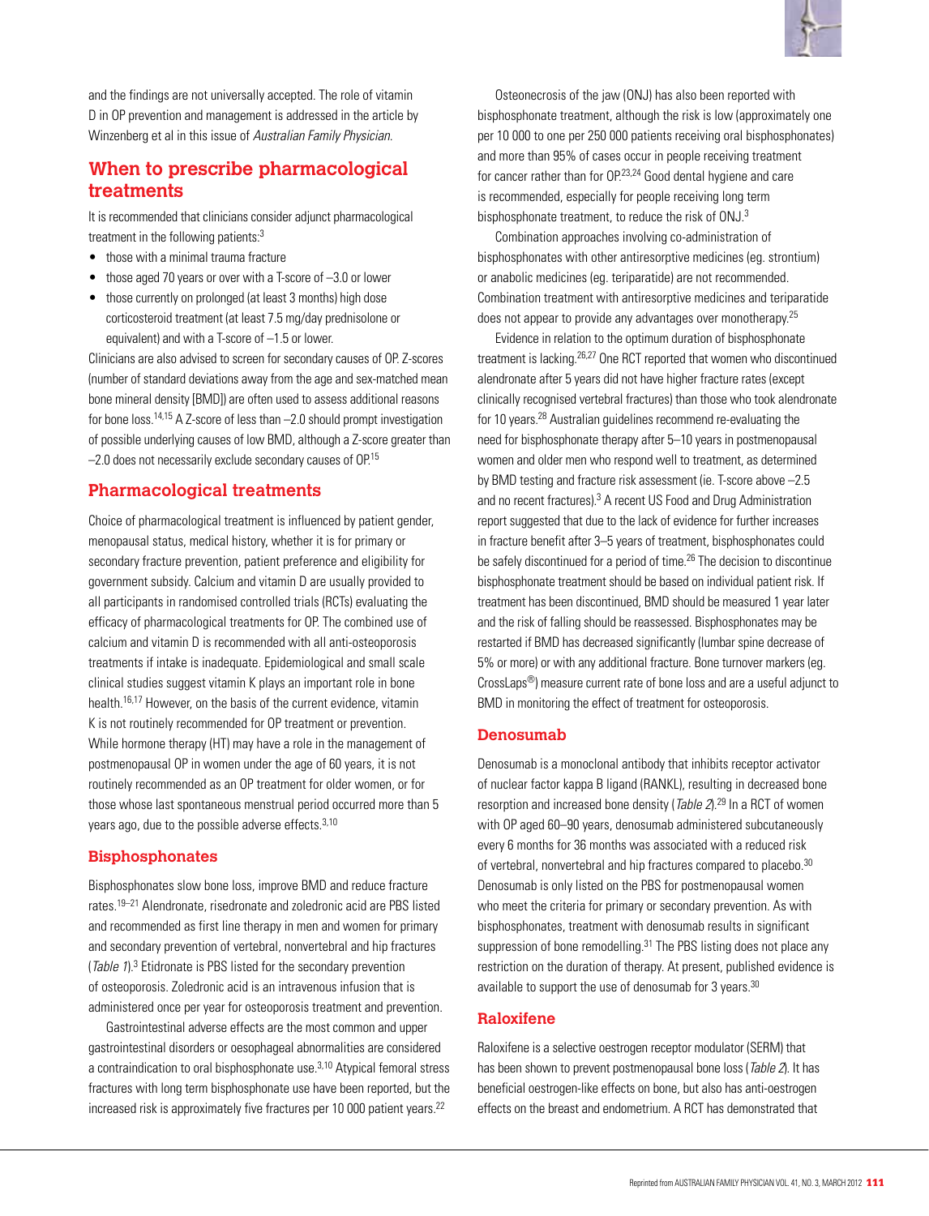and the findings are not universally accepted. The role of vitamin D in OP prevention and management is addressed in the article by Winzenberg et al in this issue of *Australian Family Physician*.

## When to prescribe pharmacological treatments

It is recommended that clinicians consider adjunct pharmacological treatment in the following patients:[3]

- those with a minimal trauma fracture
- those aged 70 years or over with a T-score of –3.0 or lower
- those currently on prolonged (at least 3 months) high dose corticosteroid treatment (at least 7.5 mg/day prednisolone or equivalent) and with a T-score of –1.5 or lower.

Clinicians are also advised to screen for secondary causes of OP. Z-scores (number of standard deviations away from the age and sex-matched mean bone mineral density [BMD]) are often used to assess additional reasons for bone loss.[14,15] A Z-score of less than –2.0 should prompt investigation of possible underlying causes of low BMD, although a Z-score greater than –2.0 does not necessarily exclude secondary causes of OP.[15]

## Pharmacological treatments

Choice of pharmacological treatment is influenced by patient gender, menopausal status, medical history, whether it is for primary or secondary fracture prevention, patient preference and eligibility for government subsidy. Calcium and vitamin D are usually provided to all participants in randomised controlled trials (RCTs) evaluating the efficacy of pharmacological treatments for OP. The combined use of calcium and vitamin D is recommended with all anti-osteoporosis treatments if intake is inadequate. Epidemiological and small scale clinical studies suggest vitamin K plays an important role in bone health.[16,17] However, on the basis of the current evidence, vitamin K is not routinely recommended for OP treatment or prevention. While hormone therapy (HT) may have a role in the management of postmenopausal OP in women under the age of 60 years, it is not routinely recommended as an OP treatment for older women, or for those whose last spontaneous menstrual period occurred more than 5 years ago, due to the possible adverse effects.[3,10]

### Bisphosphonates

Bisphosphonates slow bone loss, improve BMD and reduce fracture rates.[19–21] Alendronate, risedronate and zoledronic acid are PBS listed and recommended as first line therapy in men and women for primary and secondary prevention of vertebral, nonvertebral and hip fractures (*Table 1*).[3] Etidronate is PBS listed for the secondary prevention of osteoporosis. Zoledronic acid is an intravenous infusion that is administered once per year for osteoporosis treatment and prevention.

Gastrointestinal adverse effects are the most common and upper gastrointestinal disorders or oesophageal abnormalities are considered a contraindication to oral bisphosphonate use.[3,10] Atypical femoral stress fractures with long term bisphosphonate use have been reported, but the increased risk is approximately five fractures per 10 000 patient years.[22]

Osteonecrosis of the jaw (ONJ) has also been reported with bisphosphonate treatment, although the risk is low (approximately one per 10 000 to one per 250 000 patients receiving oral bisphosphonates) and more than 95% of cases occur in people receiving treatment for cancer rather than for OP.[23,24] Good dental hygiene and care is recommended, especially for people receiving long term bisphosphonate treatment, to reduce the risk of ONJ.[3]

Combination approaches involving co-administration of bisphosphonates with other antiresorptive medicines (eg. strontium) or anabolic medicines (eg. teriparatide) are not recommended. Combination treatment with antiresorptive medicines and teriparatide does not appear to provide any advantages over monotherapy.[25]

Evidence in relation to the optimum duration of bisphosphonate treatment is lacking.[26,27] One RCT reported that women who discontinued alendronate after 5 years did not have higher fracture rates (except clinically recognised vertebral fractures) than those who took alendronate for 10 years.[28] Australian guidelines recommend re-evaluating the need for bisphosphonate therapy after 5–10 years in postmenopausal women and older men who respond well to treatment, as determined by BMD testing and fracture risk assessment (ie. T-score above –2.5 and no recent fractures).[3] A recent US Food and Drug Administration report suggested that due to the lack of evidence for further increases in fracture benefit after 3–5 years of treatment, bisphosphonates could be safely discontinued for a period of time.[26] The decision to discontinue bisphosphonate treatment should be based on individual patient risk. If treatment has been discontinued, BMD should be measured 1 year later and the risk of falling should be reassessed. Bisphosphonates may be restarted if BMD has decreased significantly (lumbar spine decrease of 5% or more) or with any additional fracture. Bone turnover markers (eg. CrossLaps®) measure current rate of bone loss and are a useful adjunct to BMD in monitoring the effect of treatment for osteoporosis.

### Denosumab

Denosumab is a monoclonal antibody that inhibits receptor activator of nuclear factor kappa B ligand (RANKL), resulting in decreased bone resorption and increased bone density (*Table 2*).[29] In a RCT of women with OP aged 60–90 years, denosumab administered subcutaneously every 6 months for 36 months was associated with a reduced risk of vertebral, nonvertebral and hip fractures compared to placebo.[30] Denosumab is only listed on the PBS for postmenopausal women who meet the criteria for primary or secondary prevention. As with bisphosphonates, treatment with denosumab results in significant suppression of bone remodelling.[31] The PBS listing does not place any restriction on the duration of therapy. At present, published evidence is available to support the use of denosumab for 3 years.[30]

### Raloxifene

Raloxifene is a selective oestrogen receptor modulator (SERM) that has been shown to prevent postmenopausal bone loss (*Table 2*). It has beneficial oestrogen-like effects on bone, but also has anti-oestrogen effects on the breast and endometrium. A RCT has demonstrated that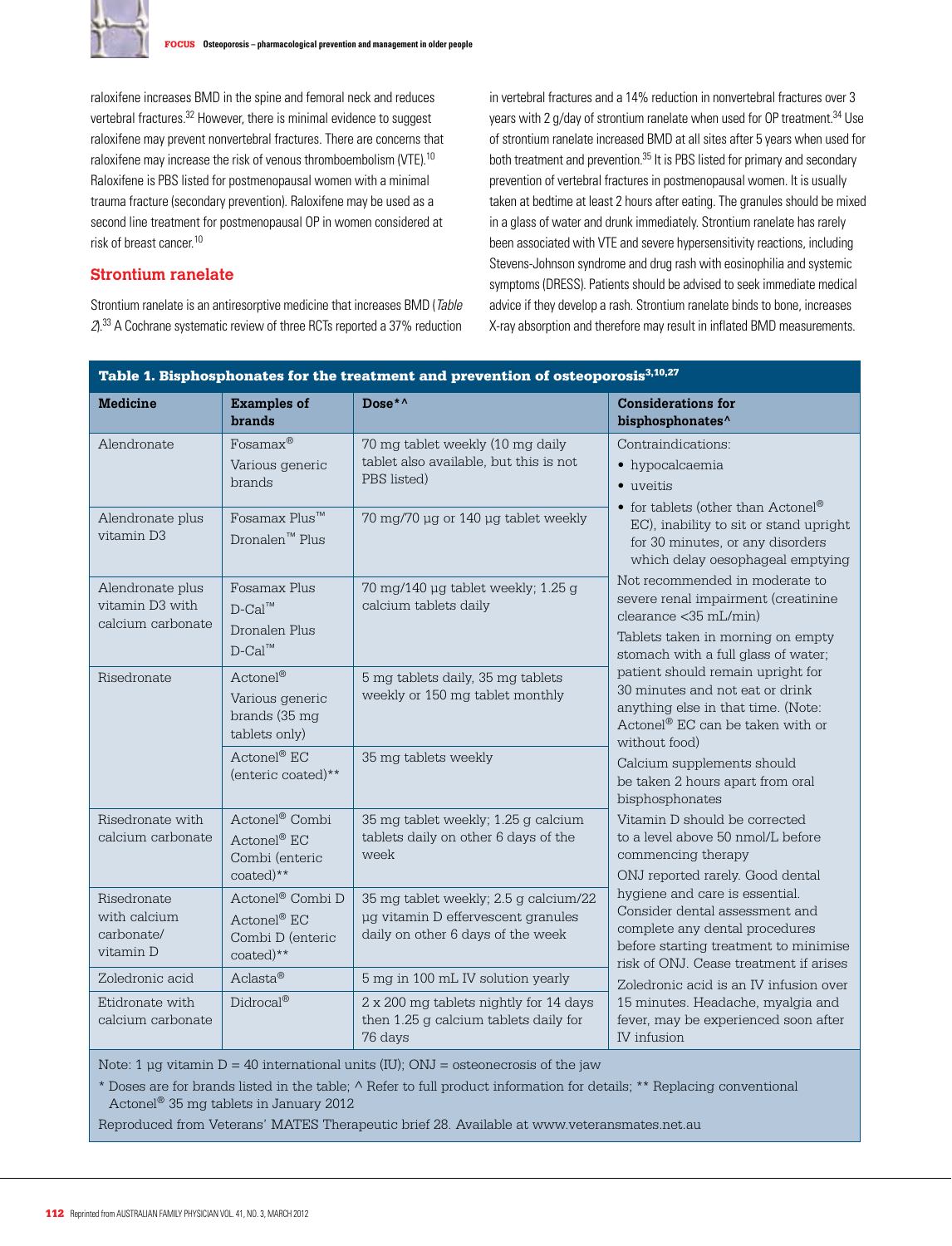raloxifene increases BMD in the spine and femoral neck and reduces vertebral fractures.[32] However, there is minimal evidence to suggest raloxifene may prevent nonvertebral fractures. There are concerns that raloxifene may increase the risk of venous thromboembolism (VTE).[10] Raloxifene is PBS listed for postmenopausal women with a minimal trauma fracture (secondary prevention). Raloxifene may be used as a second line treatment for postmenopausal OP in women considered at risk of breast cancer.[10]

## Strontium ranelate

Strontium ranelate is an antiresorptive medicine that increases BMD (*Table 2*).[33] A Cochrane systematic review of three RCTs reported a 37% reduction in vertebral fractures and a 14% reduction in nonvertebral fractures over 3 years with 2 g/day of strontium ranelate when used for OP treatment.[34] Use of strontium ranelate increased BMD at all sites after 5 years when used for both treatment and prevention.[35] It is PBS listed for primary and secondary prevention of vertebral fractures in postmenopausal women. It is usually taken at bedtime at least 2 hours after eating. The granules should be mixed in a glass of water and drunk immediately. Strontium ranelate has rarely been associated with VTE and severe hypersensitivity reactions, including Stevens-Johnson syndrome and drug rash with eosinophilia and systemic symptoms (DRESS). Patients should be advised to seek immediate medical advice if they develop a rash. Strontium ranelate binds to bone, increases X-ray absorption and therefore may result in inflated BMD measurements.

**Table 1. Bisphosphonates for the treatment and prevention of osteoporosis**[3,10,27]

| Medicine | Examples of brands | Dose*^ | Considerations for bisphosphonates^ |
|---|---|---|---|
| Alendronate | Fosamax® Various generic brands | 70 mg tablet weekly (10 mg daily tablet also available, but this is not PBS listed) | Contraindications: • hypocalcaemia • uveitis • for tablets (other than Actonel® EC), inability to sit or stand upright for 30 minutes, or any disorders which delay oesophageal emptying. Not recommended in moderate to severe renal impairment (creatinine clearance <35 mL/min). Tablets taken in morning on empty stomach with a full glass of water; patient should remain upright for 30 minutes and not eat or drink anything else in that time. (Note: Actonel® EC can be taken with or without food). Calcium supplements should be taken 2 hours apart from oral bisphosphonates. Vitamin D should be corrected to a level above 50 nmol/L before commencing therapy. ONJ reported rarely. Good dental hygiene and care is essential. Consider dental assessment and complete any dental procedures before starting treatment to minimise risk of ONJ. Cease treatment if arises. Zoledronic acid is an IV infusion over 15 minutes. Headache, myalgia and fever, may be experienced soon after IV infusion |
| Alendronate plus vitamin D3 | Fosamax Plus™ Dronalen™ Plus | 70 mg/70 µg or 140 µg tablet weekly | |
| Alendronate plus vitamin D3 with calcium carbonate | Fosamax Plus D-Cal™ Dronalen Plus D-Cal™ | 70 mg/140 µg tablet weekly; 1.25 g calcium tablets daily | |
| Risedronate | Actonel® Various generic brands (35 mg tablets only) | 5 mg tablets daily, 35 mg tablets weekly or 150 mg tablet monthly | |
| | Actonel® EC (enteric coated)** | 35 mg tablets weekly | |
| Risedronate with calcium carbonate | Actonel® Combi Actonel® EC Combi (enteric coated)** | 35 mg tablet weekly; 1.25 g calcium tablets daily on other 6 days of the week | |
| Risedronate with calcium carbonate/ vitamin D | Actonel® Combi D Actonel® EC Combi D (enteric coated)** | 35 mg tablet weekly; 2.5 g calcium/22 µg vitamin D effervescent granules daily on other 6 days of the week | |
| Zoledronic acid | Aclasta® | 5 mg in 100 mL IV solution yearly | |
| Etidronate with calcium carbonate | Didrocal® | 2 x 200 mg tablets nightly for 14 days then 1.25 g calcium tablets daily for 76 days | |

Note: 1 µg vitamin D = 40 international units (IU); ONJ = osteonecrosis of the jaw

* Doses are for brands listed in the table; ^ Refer to full product information for details; ** Replacing conventional Actonel® 35 mg tablets in January 2012

Reproduced from Veterans' MATES Therapeutic brief 28. Available at www.veteransmates.net.au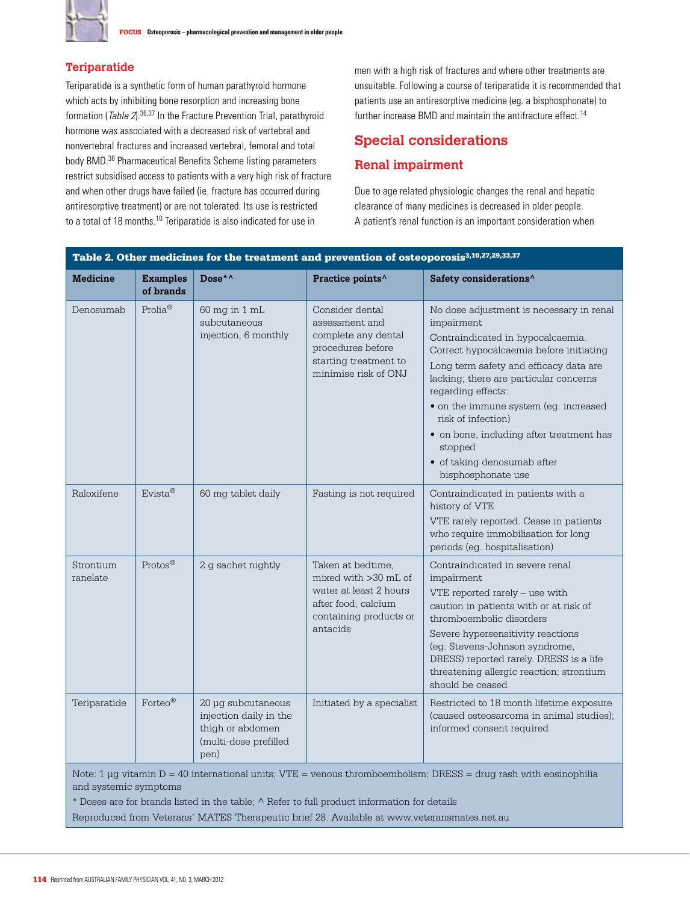## Teriparatide

Teriparatide is a synthetic form of human parathyroid hormone which acts by inhibiting bone resorption and increasing bone formation (*Table 2*).[36,37] In the Fracture Prevention Trial, parathyroid hormone was associated with a decreased risk of vertebral and nonvertebral fractures and increased vertebral, femoral and total body BMD.[38] Pharmaceutical Benefits Scheme listing parameters restrict subsidised access to patients with a very high risk of fracture and when other drugs have failed (ie. fracture has occurred during antiresorptive treatment) or are not tolerated. Its use is restricted to a total of 18 months.[10] Teriparatide is also indicated for use in men with a high risk of fractures and where other treatments are unsuitable. Following a course of teriparatide it is recommended that patients use an antiresorptive medicine (eg. a bisphosphonate) to further increase BMD and maintain the antifracture effect.[14]

# Special considerations

## Renal impairment

Due to age related physiologic changes the renal and hepatic clearance of many medicines is decreased in older people. A patient's renal function is an important consideration when

**Table 2. Other medicines for the treatment and prevention of osteoporosis**[3,10,27,29,33,37]

| Medicine | Examples of brands | Dose*^ | Practice points^ | Safety considerations^ |
|---|---|---|---|---|
| Denosumab | Prolia® | 60 mg in 1 mL subcutaneous injection, 6 monthly | Consider dental assessment and complete any dental procedures before starting treatment to minimise risk of ONJ | No dose adjustment is necessary in renal impairment<br>Contraindicated in hypocalcaemia. Correct hypocalcaemia before initiating<br>Long term safety and efficacy data are lacking; there are particular concerns regarding effects:<br>• on the immune system (eg. increased risk of infection)<br>• on bone, including after treatment has stopped<br>• of taking denosumab after bisphosphonate use |
| Raloxifene | Evista® | 60 mg tablet daily | Fasting is not required | Contraindicated in patients with a history of VTE<br>VTE rarely reported. Cease in patients who require immobilisation for long periods (eg. hospitalisation) |
| Strontium ranelate | Protos® | 2 g sachet nightly | Taken at bedtime, mixed with >30 mL of water at least 2 hours after food, calcium containing products or antacids | Contraindicated in severe renal impairment<br>VTE reported rarely – use with caution in patients with or at risk of thromboembolic disorders<br>Severe hypersensitivity reactions (eg. Stevens-Johnson syndrome, DRESS) reported rarely. DRESS is a life threatening allergic reaction; strontium should be ceased |
| Teriparatide | Forteo® | 20 µg subcutaneous injection daily in the thigh or abdomen (multi-dose prefilled pen) | Initiated by a specialist | Restricted to 18 month lifetime exposure (caused osteosarcoma in animal studies); informed consent required |

Note: 1 µg vitamin D = 40 international units; VTE = venous thromboembolism; DRESS = drug rash with eosinophilia and systemic symptoms

* Doses are for brands listed in the table; ^ Refer to full product information for details

Reproduced from Veterans' MATES Therapeutic brief 28. Available at www.veteransmates.net.au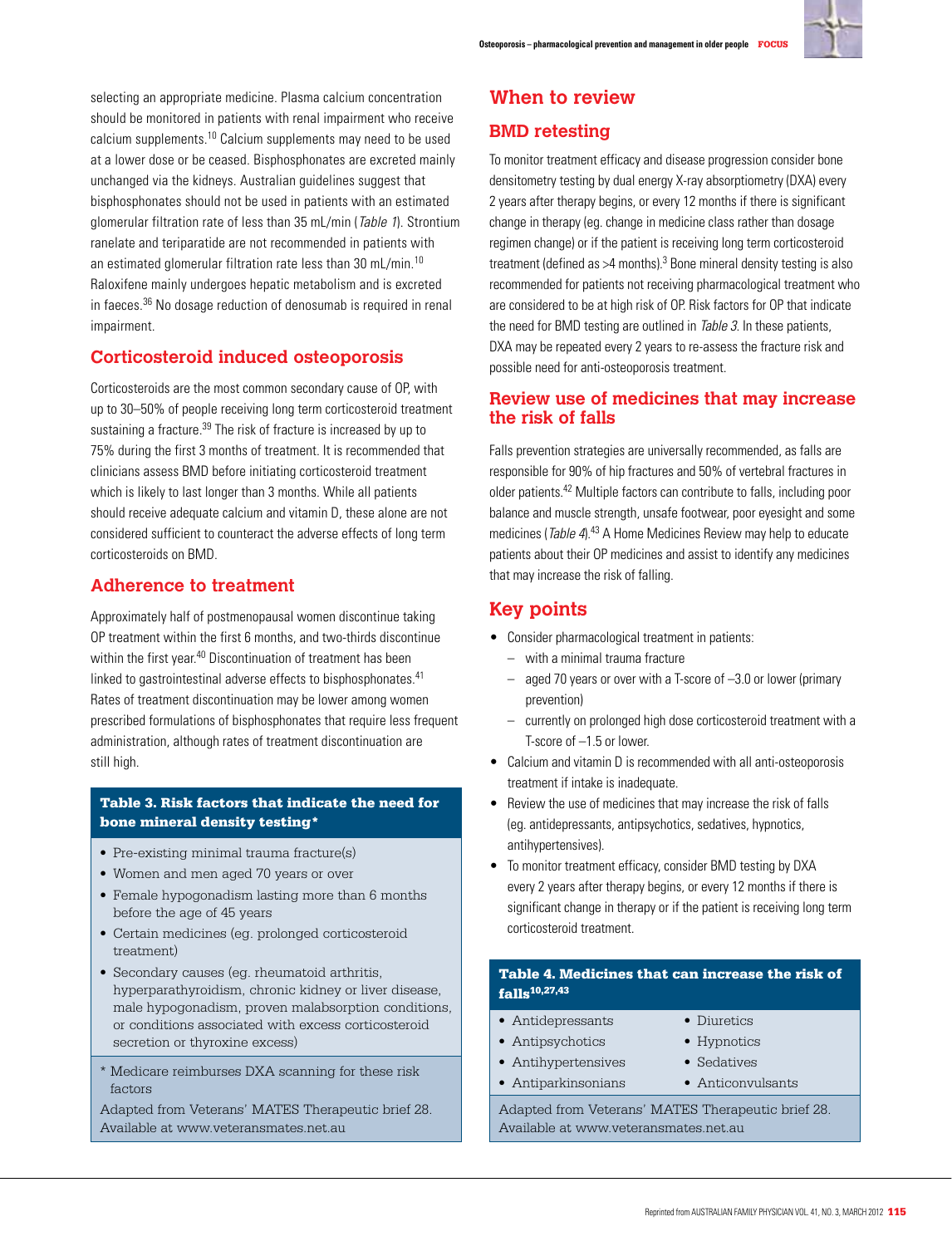selecting an appropriate medicine. Plasma calcium concentration should be monitored in patients with renal impairment who receive calcium supplements.[10] Calcium supplements may need to be used at a lower dose or be ceased. Bisphosphonates are excreted mainly unchanged via the kidneys. Australian guidelines suggest that bisphosphonates should not be used in patients with an estimated glomerular filtration rate of less than 35 mL/min (*Table 1*). Strontium ranelate and teriparatide are not recommended in patients with an estimated glomerular filtration rate less than 30 mL/min.[10] Raloxifene mainly undergoes hepatic metabolism and is excreted in faeces.[36] No dosage reduction of denosumab is required in renal impairment.

## Corticosteroid induced osteoporosis

Corticosteroids are the most common secondary cause of OP, with up to 30–50% of people receiving long term corticosteroid treatment sustaining a fracture.[39] The risk of fracture is increased by up to 75% during the first 3 months of treatment. It is recommended that clinicians assess BMD before initiating corticosteroid treatment which is likely to last longer than 3 months. While all patients should receive adequate calcium and vitamin D, these alone are not considered sufficient to counteract the adverse effects of long term corticosteroids on BMD.

## Adherence to treatment

Approximately half of postmenopausal women discontinue taking OP treatment within the first 6 months, and two-thirds discontinue within the first year.[40] Discontinuation of treatment has been linked to gastrointestinal adverse effects to bisphosphonates.[41] Rates of treatment discontinuation may be lower among women prescribed formulations of bisphosphonates that require less frequent administration, although rates of treatment discontinuation are still high.

**Table 3. Risk factors that indicate the need for bone mineral density testing***

- Pre-existing minimal trauma fracture(s)
- Women and men aged 70 years or over
- Female hypogonadism lasting more than 6 months before the age of 45 years
- Certain medicines (eg. prolonged corticosteroid treatment)
- Secondary causes (eg. rheumatoid arthritis, hyperparathyroidism, chronic kidney or liver disease, male hypogonadism, proven malabsorption conditions, or conditions associated with excess corticosteroid secretion or thyroxine excess)

\* Medicare reimburses DXA scanning for these risk factors

Adapted from Veterans' MATES Therapeutic brief 28. Available at www.veteransmates.net.au

# When to review

## BMD retesting

To monitor treatment efficacy and disease progression consider bone densitometry testing by dual energy X-ray absorptiometry (DXA) every 2 years after therapy begins, or every 12 months if there is significant change in therapy (eg. change in medicine class rather than dosage regimen change) or if the patient is receiving long term corticosteroid treatment (defined as >4 months).[3] Bone mineral density testing is also recommended for patients not receiving pharmacological treatment who are considered to be at high risk of OP. Risk factors for OP that indicate the need for BMD testing are outlined in *Table 3*. In these patients, DXA may be repeated every 2 years to re-assess the fracture risk and possible need for anti-osteoporosis treatment.

## Review use of medicines that may increase the risk of falls

Falls prevention strategies are universally recommended, as falls are responsible for 90% of hip fractures and 50% of vertebral fractures in older patients.[42] Multiple factors can contribute to falls, including poor balance and muscle strength, unsafe footwear, poor eyesight and some medicines (*Table 4*).[43] A Home Medicines Review may help to educate patients about their OP medicines and assist to identify any medicines that may increase the risk of falling.

## Key points

- Consider pharmacological treatment in patients:
  - with a minimal trauma fracture
  - aged 70 years or over with a T-score of –3.0 or lower (primary prevention)
  - currently on prolonged high dose corticosteroid treatment with a T-score of –1.5 or lower.
- Calcium and vitamin D is recommended with all anti-osteoporosis treatment if intake is inadequate.
- Review the use of medicines that may increase the risk of falls (eg. antidepressants, antipsychotics, sedatives, hypnotics, antihypertensives).
- To monitor treatment efficacy, consider BMD testing by DXA every 2 years after therapy begins, or every 12 months if there is significant change in therapy or if the patient is receiving long term corticosteroid treatment.

**Table 4. Medicines that can increase the risk of falls[10,27,43]**

- Antidepressants
- Antipsychotics
- Antihypertensives
- Antiparkinsonians
- Diuretics
- Hypnotics
- Sedatives
- Anticonvulsants

Adapted from Veterans' MATES Therapeutic brief 28. Available at www.veteransmates.net.au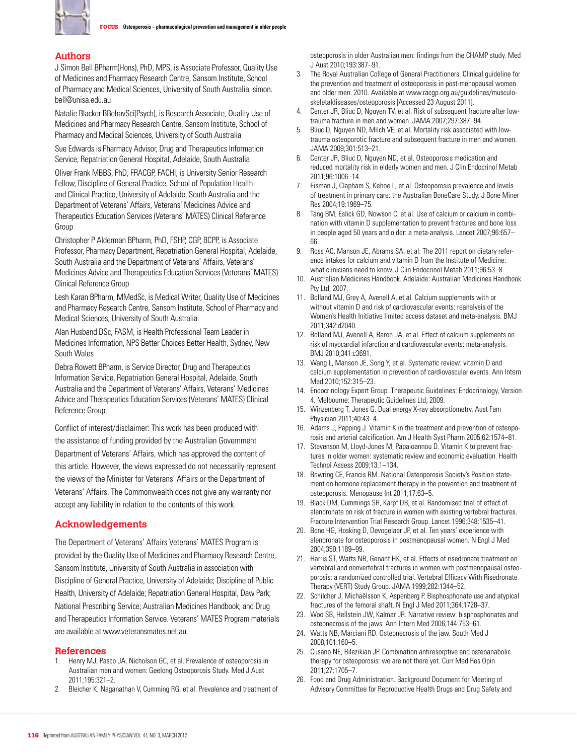## Authors

J Simon Bell BPharm(Hons), PhD, MPS, is Associate Professor, Quality Use of Medicines and Pharmacy Research Centre, Sansom Institute, School of Pharmacy and Medical Sciences, University of South Australia. simon.bell@unisa.edu.au

Natalie Blacker BBehavSci(Psych), is Research Associate, Quality Use of Medicines and Pharmacy Research Centre, Sansom Institute, School of Pharmacy and Medical Sciences, University of South Australia

Sue Edwards is Pharmacy Advisor, Drug and Therapeutics Information Service, Repatriation General Hospital, Adelaide, South Australia

Oliver Frank MBBS, PhD, FRACGP, FACHI, is University Senior Research Fellow, Discipline of General Practice, School of Population Health and Clinical Practice, University of Adelaide, South Australia and the Department of Veterans' Affairs, Veterans' Medicines Advice and Therapeutics Education Services (Veterans' MATES) Clinical Reference Group

Christopher P Alderman BPharm, PhD, FSHP, CGP, BCPP, is Associate Professor, Pharmacy Department, Repatriation General Hospital, Adelaide, South Australia and the Department of Veterans' Affairs, Veterans' Medicines Advice and Therapeutics Education Services (Veterans' MATES) Clinical Reference Group

Lesh Karan BPharm, MMedSc, is Medical Writer, Quality Use of Medicines and Pharmacy Research Centre, Sansom Institute, School of Pharmacy and Medical Sciences, University of South Australia

Alan Husband DSc, FASM, is Health Professional Team Leader in Medicines Information, NPS Better Choices Better Health, Sydney, New South Wales

Debra Rowett BPharm, is Service Director, Drug and Therapeutics Information Service, Repatriation General Hospital, Adelaide, South Australia and the Department of Veterans' Affairs, Veterans' Medicines Advice and Therapeutics Education Services (Veterans' MATES) Clinical Reference Group.

Conflict of interest/disclaimer: This work has been produced with the assistance of funding provided by the Australian Government Department of Veterans' Affairs, which has approved the content of this article. However, the views expressed do not necessarily represent the views of the Minister for Veterans' Affairs or the Department of Veterans' Affairs. The Commonwealth does not give any warranty nor accept any liability in relation to the contents of this work.

## Acknowledgements

The Department of Veterans' Affairs Veterans' MATES Program is provided by the Quality Use of Medicines and Pharmacy Research Centre, Sansom Institute, University of South Australia in association with Discipline of General Practice, University of Adelaide; Discipline of Public Health, University of Adelaide; Repatriation General Hospital, Daw Park; National Prescribing Service; Australian Medicines Handbook; and Drug and Therapeutics Information Service. Veterans' MATES Program materials are available at www.veteransmates.net.au.

## References

1. Henry MJ, Pasco JA, Nicholson GC, et al. Prevalence of osteoporosis in Australian men and women: Geelong Osteoporosis Study. Med J Aust 2011;195:321–2.
2. Bleicher K, Naganathan V, Cumming RG, et al. Prevalence and treatment of osteoporosis in older Australian men: findings from the CHAMP study. Med J Aust 2010;193:387–91.
3. The Royal Australian College of General Practitioners. Clinical guideline for the prevention and treatment of osteoporosis in post-menopausal women and older men. 2010. Available at www.racgp.org.au/guidelines/musculoskeletaldiseases/osteoporosis [Accessed 23 August 2011].
4. Center JR, Bliuc D, Nguyen TV, et al. Risk of subsequent fracture after low-trauma fracture in men and women. JAMA 2007;297:387–94.
5. Bliuc D, Nguyen ND, Milch VE, et al. Mortality risk associated with low-trauma osteoporotic fracture and subsequent fracture in men and women. JAMA 2009;301:513–21.
6. Center JR, Bliuc D, Nguyen ND, et al. Osteoporosis medication and reduced mortality risk in elderly women and men. J Clin Endocrinol Metab 2011;96:1006–14.
7. Eisman J, Clapham S, Kehoe L, et al. Osteoporosis prevalence and levels of treatment in primary care: the Australian BoneCare Study. J Bone Miner Res 2004;19:1969–75.
8. Tang BM, Eslick GD, Nowson C, et al. Use of calcium or calcium in combination with vitamin D supplementation to prevent fractures and bone loss in people aged 50 years and older: a meta-analysis. Lancet 2007;96:657–66.
9. Ross AC, Manson JE, Abrams SA, et al. The 2011 report on dietary reference intakes for calcium and vitamin D from the Institute of Medicine: what clinicians need to know. J Clin Endocrinol Metab 2011;96:53–8.
10. Australian Medicines Handbook. Adelaide: Australian Medicines Handbook Pty Ltd, 2007.
11. Bolland MJ, Grey A, Avenell A, et al. Calcium supplements with or without vitamin D and risk of cardiovascular events: reanalysis of the Women's Health Initiative limited access dataset and meta-analysis. BMJ 2011;342:d2040.
12. Bolland MJ, Avenell A, Baron JA, et al. Effect of calcium supplements on risk of myocardial infarction and cardiovascular events: meta-analysis. BMJ 2010;341:c3691.
13. Wang L, Manson JE, Song Y, et al. Systematic review: vitamin D and calcium supplementation in prevention of cardiovascular events. Ann Intern Med 2010;152:315–23.
14. Endocrinology Expert Group. Therapeutic Guidelines: Endocrinology, Version 4. Melbourne: Therapeutic Guidelines Ltd, 2009.
15. Winzenberg T, Jones G. Dual energy X-ray absorptiometry. Aust Fam Physician 2011;40:43–4.
16. Adams J, Pepping J. Vitamin K in the treatment and prevention of osteoporosis and arterial calcification. Am J Health Syst Pharm 2005;62:1574–81.
17. Stevenson M, Lloyd-Jones M, Papaioannou D. Vitamin K to prevent fractures in older women: systematic review and economic evaluation. Health Technol Assess 2009;13:1–134.
18. Bowring CE, Francis RM. National Osteoporosis Society's Position statement on hormone replacement therapy in the prevention and treatment of osteoporosis. Menopause Int 2011;17:63–5.
19. Black DM, Cummings SR, Karpf DB, et al. Randomised trial of effect of alendronate on risk of fracture in women with existing vertebral fractures. Fracture Intervention Trial Research Group. Lancet 1996;348:1535–41.
20. Bone HG, Hosking D, Devogelaer JP, et al. Ten years' experience with alendronate for osteoporosis in postmenopausal women. N Engl J Med 2004;350:1189–99.
21. Harris ST, Watts NB, Genant HK, et al. Effects of risedronate treatment on vertebral and nonvertebral fractures in women with postmenopausal osteoporosis: a randomized controlled trial. Vertebral Efficacy With Risedronate Therapy (VERT) Study Group. JAMA 1999;282:1344–52.
22. Schilcher J, Michaëlsson K, Aspenberg P. Bisphosphonate use and atypical fractures of the femoral shaft. N Engl J Med 2011;364:1728–37.
23. Woo SB, Hellstein JW, Kalmar JR. Narrative review: bisphosphonates and osteonecrosis of the jaws. Ann Intern Med 2006;144:753–61.
24. Watts NB, Marciani RD. Osteonecrosis of the jaw. South Med J 2008;101:160–5.
25. Cusano NE, Bilezikian JP. Combination antiresorptive and osteoanabolic therapy for osteoporosis: we are not there yet. Curr Med Res Opin 2011;27:1705–7.
26. Food and Drug Administration. Background Document for Meeting of Advisory Committee for Reproductive Health Drugs and Drug Safety and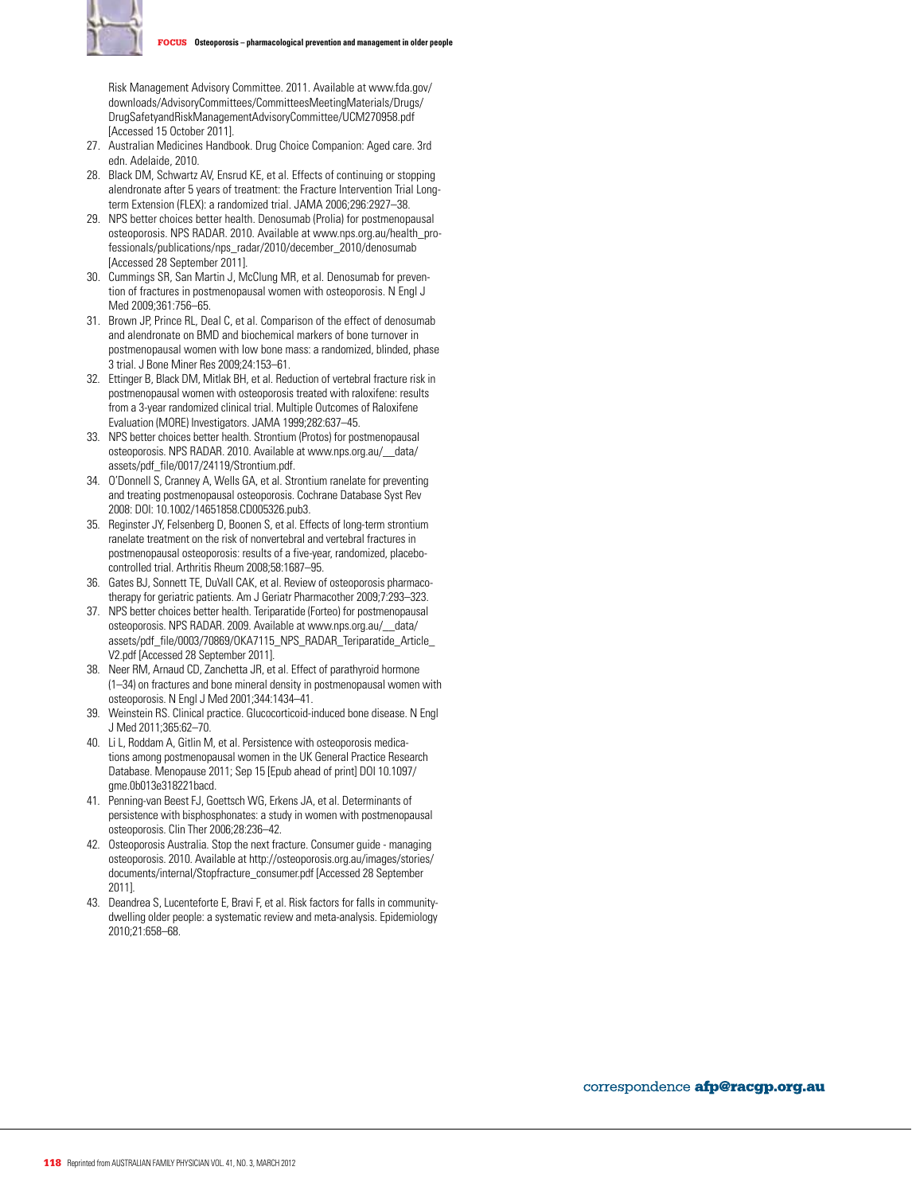Risk Management Advisory Committee. 2011. Available at www.fda.gov/downloads/AdvisoryCommittees/CommitteesMeetingMaterials/Drugs/DrugSafetyandRiskManagementAdvisoryCommittee/UCM270958.pdf [Accessed 15 October 2011].

27. Australian Medicines Handbook. Drug Choice Companion: Aged care. 3rd edn. Adelaide, 2010.
28. Black DM, Schwartz AV, Ensrud KE, et al. Effects of continuing or stopping alendronate after 5 years of treatment: the Fracture Intervention Trial Long-term Extension (FLEX): a randomized trial. JAMA 2006;296:2927–38.
29. NPS better choices better health. Denosumab (Prolia) for postmenopausal osteoporosis. NPS RADAR. 2010. Available at www.nps.org.au/health_professionals/publications/nps_radar/2010/december_2010/denosumab [Accessed 28 September 2011].
30. Cummings SR, San Martin J, McClung MR, et al. Denosumab for prevention of fractures in postmenopausal women with osteoporosis. N Engl J Med 2009;361:756–65.
31. Brown JP, Prince RL, Deal C, et al. Comparison of the effect of denosumab and alendronate on BMD and biochemical markers of bone turnover in postmenopausal women with low bone mass: a randomized, blinded, phase 3 trial. J Bone Miner Res 2009;24:153–61.
32. Ettinger B, Black DM, Mitlak BH, et al. Reduction of vertebral fracture risk in postmenopausal women with osteoporosis treated with raloxifene: results from a 3-year randomized clinical trial. Multiple Outcomes of Raloxifene Evaluation (MORE) Investigators. JAMA 1999;282:637–45.
33. NPS better choices better health. Strontium (Protos) for postmenopausal osteoporosis. NPS RADAR. 2010. Available at www.nps.org.au/__data/assets/pdf_file/0017/24119/Strontium.pdf.
34. O'Donnell S, Cranney A, Wells GA, et al. Strontium ranelate for preventing and treating postmenopausal osteoporosis. Cochrane Database Syst Rev 2008: DOI: 10.1002/14651858.CD005326.pub3.
35. Reginster JY, Felsenberg D, Boonen S, et al. Effects of long-term strontium ranelate treatment on the risk of nonvertebral and vertebral fractures in postmenopausal osteoporosis: results of a five-year, randomized, placebo-controlled trial. Arthritis Rheum 2008;58:1687–95.
36. Gates BJ, Sonnett TE, DuVall CAK, et al. Review of osteoporosis pharmacotherapy for geriatric patients. Am J Geriatr Pharmacother 2009;7:293–323.
37. NPS better choices better health. Teriparatide (Forteo) for postmenopausal osteoporosis. NPS RADAR. 2009. Available at www.nps.org.au/__data/assets/pdf_file/0003/70869/OKA7115_NPS_RADAR_Teriparatide_Article_V2.pdf [Accessed 28 September 2011].
38. Neer RM, Arnaud CD, Zanchetta JR, et al. Effect of parathyroid hormone (1–34) on fractures and bone mineral density in postmenopausal women with osteoporosis. N Engl J Med 2001;344:1434–41.
39. Weinstein RS. Clinical practice. Glucocorticoid-induced bone disease. N Engl J Med 2011;365:62–70.
40. Li L, Roddam A, Gitlin M, et al. Persistence with osteoporosis medications among postmenopausal women in the UK General Practice Research Database. Menopause 2011; Sep 15 [Epub ahead of print] DOI 10.1097/gme.0b013e318221bacd.
41. Penning-van Beest FJ, Goettsch WG, Erkens JA, et al. Determinants of persistence with bisphosphonates: a study in women with postmenopausal osteoporosis. Clin Ther 2006;28:236–42.
42. Osteoporosis Australia. Stop the next fracture. Consumer guide - managing osteoporosis. 2010. Available at http://osteoporosis.org.au/images/stories/documents/internal/Stopfracture_consumer.pdf [Accessed 28 September 2011].
43. Deandrea S, Lucenteforte E, Bravi F, et al. Risk factors for falls in community-dwelling older people: a systematic review and meta-analysis. Epidemiology 2010;21:658–68.

correspondence **afp@racgp.org.au**